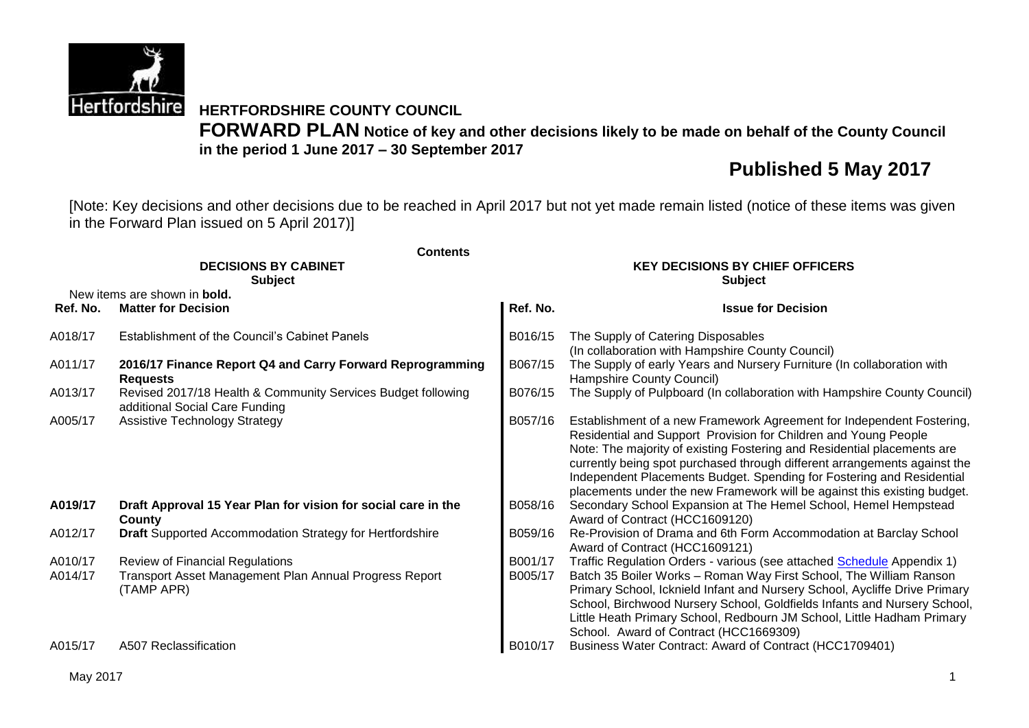# HERTFORDSHIRE COUNTY COUNCIL

**FORWARD PLAN Notice of key and other decisions likely to be made on behalf of the County Council in the period 1 June 2017 – 30 September 2017**

## Published 5 May 2017

[Note: Key decisions and other decisions due to be reached in April 2017 but not yet made remain listed (notice of these items was given in the Forward Plan issued on 5 April 2017)]

**Contents**

**DECISIONS BY CABINET**
**Subject**

New items are shown in **bold.**

| Ref. No. | Matter for Decision |
|---|---|
| A018/17 | Establishment of the Council's Cabinet Panels |
| A011/17 | **2016/17 Finance Report Q4 and Carry Forward Reprogramming Requests** |
| A013/17 | Revised 2017/18 Health & Community Services Budget following additional Social Care Funding |
| A005/17 | Assistive Technology Strategy |
| **A019/17** | **Draft Approval 15 Year Plan for vision for social care in the County** |
| A012/17 | **Draft** Supported Accommodation Strategy for Hertfordshire |
| A010/17 | Review of Financial Regulations |
| A014/17 | Transport Asset Management Plan Annual Progress Report (TAMP APR) |
| A015/17 | A507 Reclassification |

**KEY DECISIONS BY CHIEF OFFICERS**
**Subject**

| Ref. No. | Issue for Decision |
|---|---|
| B016/15 | The Supply of Catering Disposables (In collaboration with Hampshire County Council) |
| B067/15 | The Supply of early Years and Nursery Furniture (In collaboration with Hampshire County Council) |
| B076/15 | The Supply of Pulpboard (In collaboration with Hampshire County Council) |
| B057/16 | Establishment of a new Framework Agreement for Independent Fostering, Residential and Support Provision for Children and Young People Note: The majority of existing Fostering and Residential placements are currently being spot purchased through different arrangements against the Independent Placements Budget. Spending for Fostering and Residential placements under the new Framework will be against this existing budget. |
| B058/16 | Secondary School Expansion at The Hemel School, Hemel Hempstead Award of Contract (HCC1609120) |
| B059/16 | Re-Provision of Drama and 6th Form Accommodation at Barclay School Award of Contract (HCC1609121) |
| B001/17 | Traffic Regulation Orders - various (see attached Schedule Appendix 1) |
| B005/17 | Batch 35 Boiler Works – Roman Way First School, The William Ranson Primary School, Icknield Infant and Nursery School, Aycliffe Drive Primary School, Birchwood Nursery School, Goldfields Infants and Nursery School, Little Heath Primary School, Redbourn JM School, Little Hadham Primary School. Award of Contract (HCC1669309) |
| B010/17 | Business Water Contract: Award of Contract (HCC1709401) |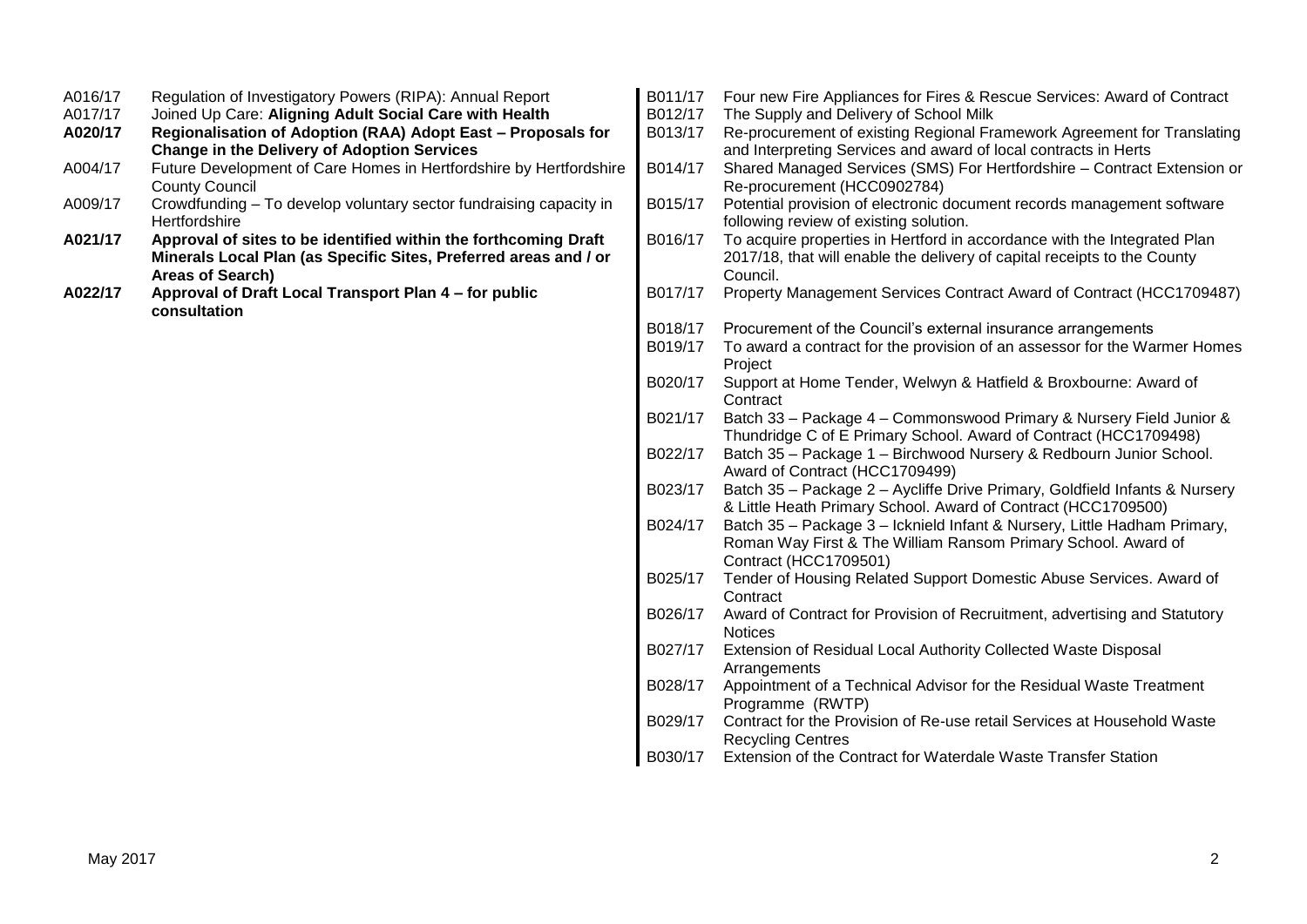A016/17 Regulation of Investigatory Powers (RIPA): Annual Report
A017/17 Joined Up Care: **Aligning Adult Social Care with Health**
**A020/17 Regionalisation of Adoption (RAA) Adopt East – Proposals for Change in the Delivery of Adoption Services**
A004/17 Future Development of Care Homes in Hertfordshire by Hertfordshire County Council
A009/17 Crowdfunding – To develop voluntary sector fundraising capacity in Hertfordshire
**A021/17 Approval of sites to be identified within the forthcoming Draft Minerals Local Plan (as Specific Sites, Preferred areas and / or Areas of Search)**
**A022/17 Approval of Draft Local Transport Plan 4 – for public consultation**

B011/17 Four new Fire Appliances for Fires & Rescue Services: Award of Contract
B012/17 The Supply and Delivery of School Milk
B013/17 Re-procurement of existing Regional Framework Agreement for Translating and Interpreting Services and award of local contracts in Herts
B014/17 Shared Managed Services (SMS) For Hertfordshire – Contract Extension or Re-procurement (HCC0902784)
B015/17 Potential provision of electronic document records management software following review of existing solution.
B016/17 To acquire properties in Hertford in accordance with the Integrated Plan 2017/18, that will enable the delivery of capital receipts to the County Council.
B017/17 Property Management Services Contract Award of Contract (HCC1709487)
B018/17 Procurement of the Council's external insurance arrangements
B019/17 To award a contract for the provision of an assessor for the Warmer Homes Project
B020/17 Support at Home Tender, Welwyn & Hatfield & Broxbourne: Award of Contract
B021/17 Batch 33 – Package 4 – Commonswood Primary & Nursery Field Junior & Thundridge C of E Primary School. Award of Contract (HCC1709498)
B022/17 Batch 35 – Package 1 – Birchwood Nursery & Redbourn Junior School. Award of Contract (HCC1709499)
B023/17 Batch 35 – Package 2 – Aycliffe Drive Primary, Goldfield Infants & Nursery & Little Heath Primary School. Award of Contract (HCC1709500)
B024/17 Batch 35 – Package 3 – Icknield Infant & Nursery, Little Hadham Primary, Roman Way First & The William Ransom Primary School. Award of Contract (HCC1709501)
B025/17 Tender of Housing Related Support Domestic Abuse Services. Award of Contract
B026/17 Award of Contract for Provision of Recruitment, advertising and Statutory Notices
B027/17 Extension of Residual Local Authority Collected Waste Disposal Arrangements
B028/17 Appointment of a Technical Advisor for the Residual Waste Treatment Programme (RWTP)
B029/17 Contract for the Provision of Re-use retail Services at Household Waste Recycling Centres
B030/17 Extension of the Contract for Waterdale Waste Transfer Station

May 2017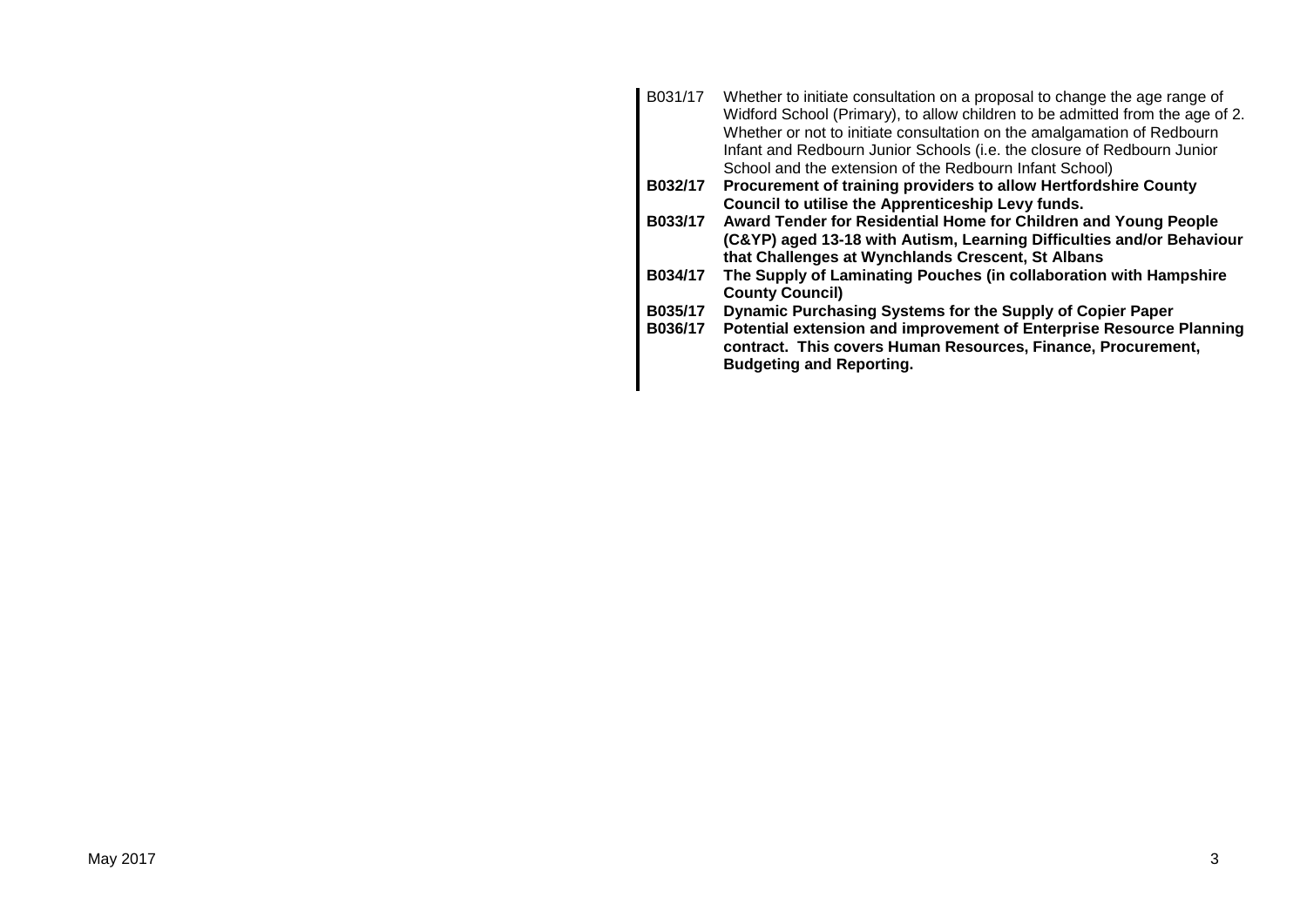| | |
|---|---|
| B031/17 | Whether to initiate consultation on a proposal to change the age range of Widford School (Primary), to allow children to be admitted from the age of 2. Whether or not to initiate consultation on the amalgamation of Redbourn Infant and Redbourn Junior Schools (i.e. the closure of Redbourn Junior School and the extension of the Redbourn Infant School) |
| **B032/17** | **Procurement of training providers to allow Hertfordshire County Council to utilise the Apprenticeship Levy funds.** |
| **B033/17** | **Award Tender for Residential Home for Children and Young People (C&YP) aged 13-18 with Autism, Learning Difficulties and/or Behaviour that Challenges at Wynchlands Crescent, St Albans** |
| **B034/17** | **The Supply of Laminating Pouches (in collaboration with Hampshire County Council)** |
| **B035/17** | **Dynamic Purchasing Systems for the Supply of Copier Paper** |
| **B036/17** | **Potential extension and improvement of Enterprise Resource Planning contract. This covers Human Resources, Finance, Procurement, Budgeting and Reporting.** |

May 2017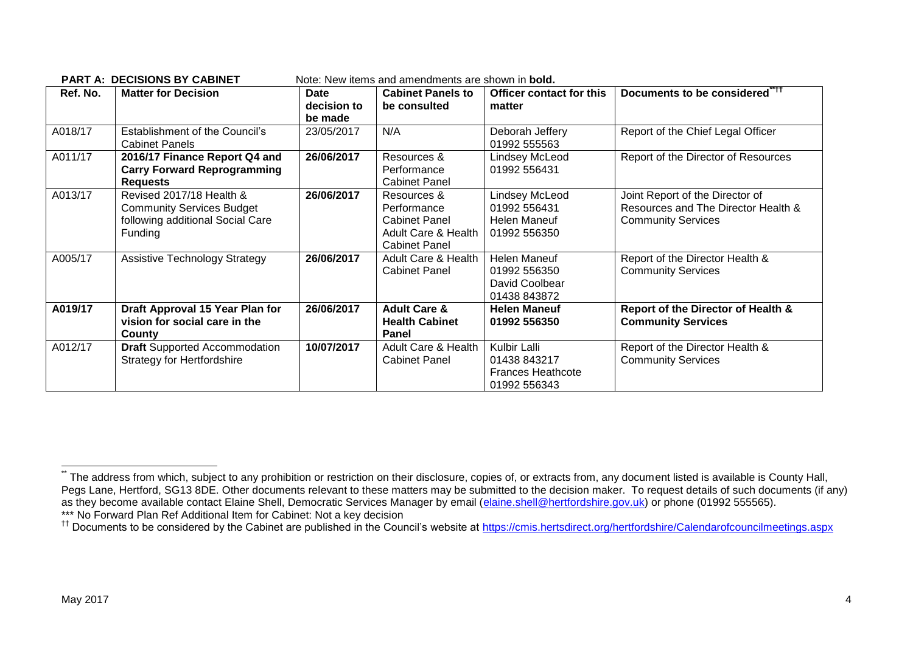**PART A: DECISIONS BY CABINET** Note: New items and amendments are shown in **bold.**

| Ref. No. | Matter for Decision | Date decision to be made | Cabinet Panels to be consulted | Officer contact for this matter | Documents to be considered**†† |
|---|---|---|---|---|---|
| A018/17 | Establishment of the Council's Cabinet Panels | 23/05/2017 | N/A | Deborah Jeffery 01992 555563 | Report of the Chief Legal Officer |
| A011/17 | **2016/17 Finance Report Q4 and Carry Forward Reprogramming Requests** | **26/06/2017** | Resources & Performance Cabinet Panel | Lindsey McLeod 01992 556431 | Report of the Director of Resources |
| A013/17 | Revised 2017/18 Health & Community Services Budget following additional Social Care Funding | **26/06/2017** | Resources & Performance Cabinet Panel Adult Care & Health Cabinet Panel | Lindsey McLeod 01992 556431 Helen Maneuf 01992 556350 | Joint Report of the Director of Resources and The Director Health & Community Services |
| A005/17 | Assistive Technology Strategy | **26/06/2017** | Adult Care & Health Cabinet Panel | Helen Maneuf 01992 556350 David Coolbear 01438 843872 | Report of the Director Health & Community Services |
| **A019/17** | **Draft Approval 15 Year Plan for vision for social care in the County** | **26/06/2017** | **Adult Care & Health Cabinet Panel** | **Helen Maneuf 01992 556350** | **Report of the Director of Health & Community Services** |
| A012/17 | **Draft** Supported Accommodation Strategy for Hertfordshire | **10/07/2017** | Adult Care & Health Cabinet Panel | Kulbir Lalli 01438 843217 Frances Heathcote 01992 556343 | Report of the Director Health & Community Services |

---

** The address from which, subject to any prohibition or restriction on their disclosure, copies of, or extracts from, any document listed is available is County Hall, Pegs Lane, Hertford, SG13 8DE. Other documents relevant to these matters may be submitted to the decision maker. To request details of such documents (if any) as they become available contact Elaine Shell, Democratic Services Manager by email (elaine.shell@hertfordshire.gov.uk) or phone (01992 555565).

*** No Forward Plan Ref Additional Item for Cabinet: Not a key decision

†† Documents to be considered by the Cabinet are published in the Council's website at https://cmis.hertsdirect.org/hertfordshire/Calendarofcouncilmeetings.aspx

May 2017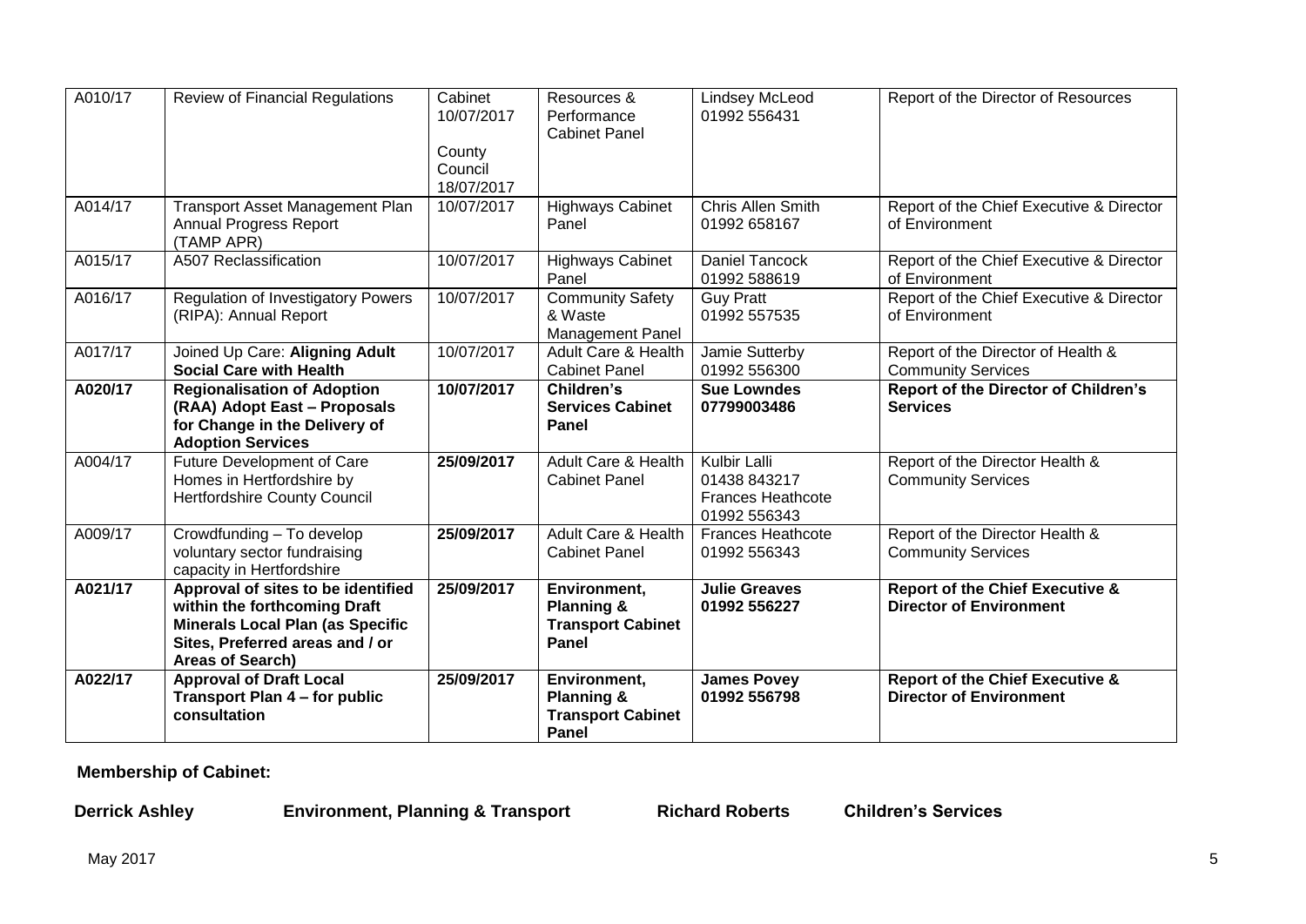| A010/17 | Review of Financial Regulations | Cabinet 10/07/2017<br><br>County Council 18/07/2017 | Resources & Performance Cabinet Panel | Lindsey McLeod 01992 556431 | Report of the Director of Resources |
|---|---|---|---|---|---|
| A014/17 | Transport Asset Management Plan Annual Progress Report (TAMP APR) | 10/07/2017 | Highways Cabinet Panel | Chris Allen Smith 01992 658167 | Report of the Chief Executive & Director of Environment |
| A015/17 | A507 Reclassification | 10/07/2017 | Highways Cabinet Panel | Daniel Tancock 01992 588619 | Report of the Chief Executive & Director of Environment |
| A016/17 | Regulation of Investigatory Powers (RIPA): Annual Report | 10/07/2017 | Community Safety & Waste Management Panel | Guy Pratt 01992 557535 | Report of the Chief Executive & Director of Environment |
| A017/17 | Joined Up Care: **Aligning Adult Social Care with Health** | 10/07/2017 | Adult Care & Health Cabinet Panel | Jamie Sutterby 01992 556300 | Report of the Director of Health & Community Services |
| **A020/17** | **Regionalisation of Adoption (RAA) Adopt East – Proposals for Change in the Delivery of Adoption Services** | **10/07/2017** | **Children's Services Cabinet Panel** | **Sue Lowndes 07799003486** | **Report of the Director of Children's Services** |
| A004/17 | Future Development of Care Homes in Hertfordshire by Hertfordshire County Council | **25/09/2017** | Adult Care & Health Cabinet Panel | Kulbir Lalli 01438 843217<br>Frances Heathcote 01992 556343 | Report of the Director Health & Community Services |
| A009/17 | Crowdfunding – To develop voluntary sector fundraising capacity in Hertfordshire | **25/09/2017** | Adult Care & Health Cabinet Panel | Frances Heathcote 01992 556343 | Report of the Director Health & Community Services |
| **A021/17** | **Approval of sites to be identified within the forthcoming Draft Minerals Local Plan (as Specific Sites, Preferred areas and / or Areas of Search)** | **25/09/2017** | **Environment, Planning & Transport Cabinet Panel** | **Julie Greaves 01992 556227** | **Report of the Chief Executive & Director of Environment** |
| **A022/17** | **Approval of Draft Local Transport Plan 4 – for public consultation** | **25/09/2017** | **Environment, Planning & Transport Cabinet Panel** | **James Povey 01992 556798** | **Report of the Chief Executive & Director of Environment** |

**Membership of Cabinet:**

| | | | |
|---|---|---|---|
| **Derrick Ashley** | **Environment, Planning & Transport** | **Richard Roberts** | **Children's Services** |

May 2017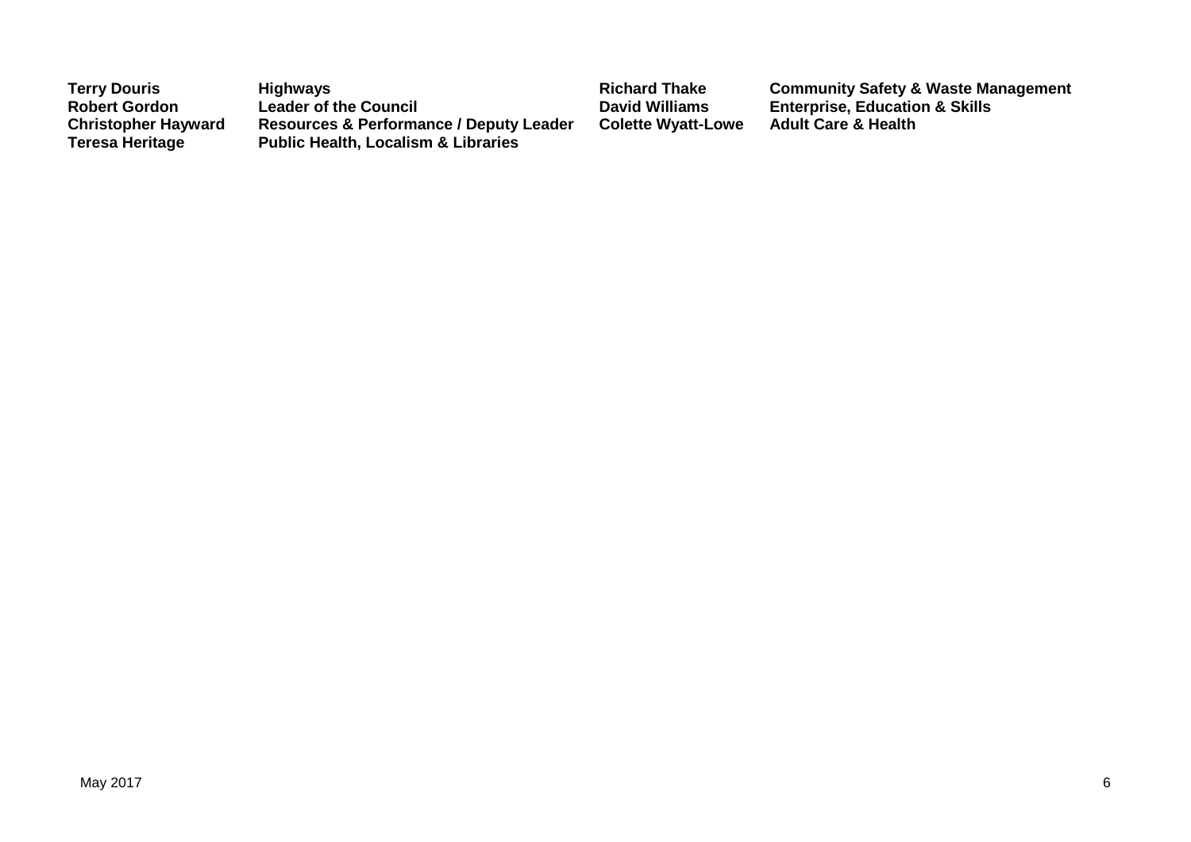| | | | |
|---|---|---|---|
| **Terry Douris** | **Highways** | **Richard Thake** | **Community Safety & Waste Management** |
| **Robert Gordon** | **Leader of the Council** | **David Williams** | **Enterprise, Education & Skills** |
| **Christopher Hayward** | **Resources & Performance / Deputy Leader** | **Colette Wyatt-Lowe** | **Adult Care & Health** |
| **Teresa Heritage** | **Public Health, Localism & Libraries** | | |

May 2017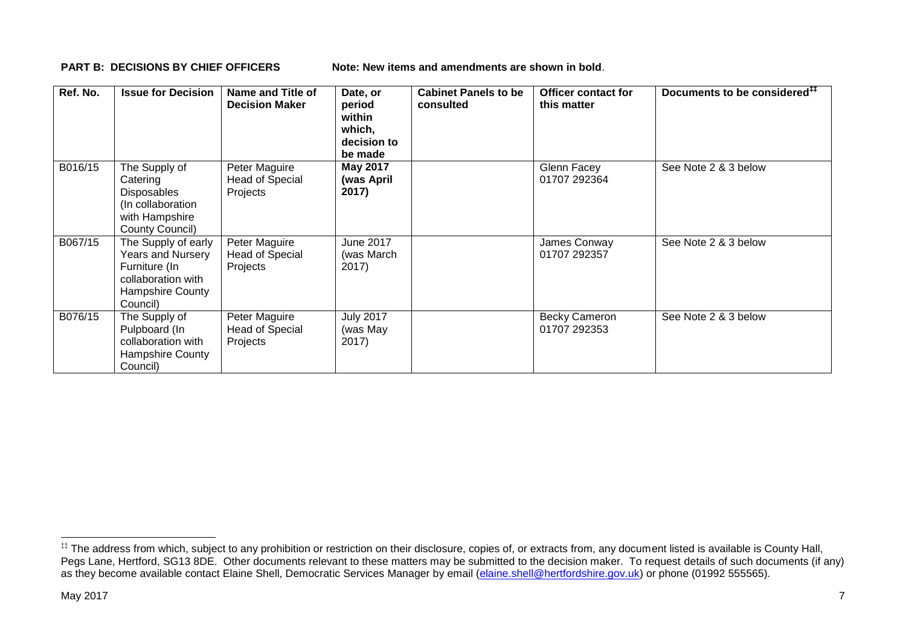**PART B: DECISIONS BY CHIEF OFFICERS** **Note: New items and amendments are shown in bold**.

| Ref. No. | Issue for Decision | Name and Title of Decision Maker | Date, or period within which, decision to be made | Cabinet Panels to be consulted | Officer contact for this matter | Documents to be considered[‡‡] |
|---|---|---|---|---|---|---|
| B016/15 | The Supply of Catering Disposables (In collaboration with Hampshire County Council) | Peter Maguire Head of Special Projects | **May 2017 (was April 2017)** | | Glenn Facey 01707 292364 | See Note 2 & 3 below |
| B067/15 | The Supply of early Years and Nursery Furniture (In collaboration with Hampshire County Council) | Peter Maguire Head of Special Projects | June 2017 (was March 2017) | | James Conway 01707 292357 | See Note 2 & 3 below |
| B076/15 | The Supply of Pulpboard (In collaboration with Hampshire County Council) | Peter Maguire Head of Special Projects | July 2017 (was May 2017) | | Becky Cameron 01707 292353 | See Note 2 & 3 below |

[‡‡] The address from which, subject to any prohibition or restriction on their disclosure, copies of, or extracts from, any document listed is available is County Hall, Pegs Lane, Hertford, SG13 8DE. Other documents relevant to these matters may be submitted to the decision maker. To request details of such documents (if any) as they become available contact Elaine Shell, Democratic Services Manager by email (elaine.shell@hertfordshire.gov.uk) or phone (01992 555565).

May 2017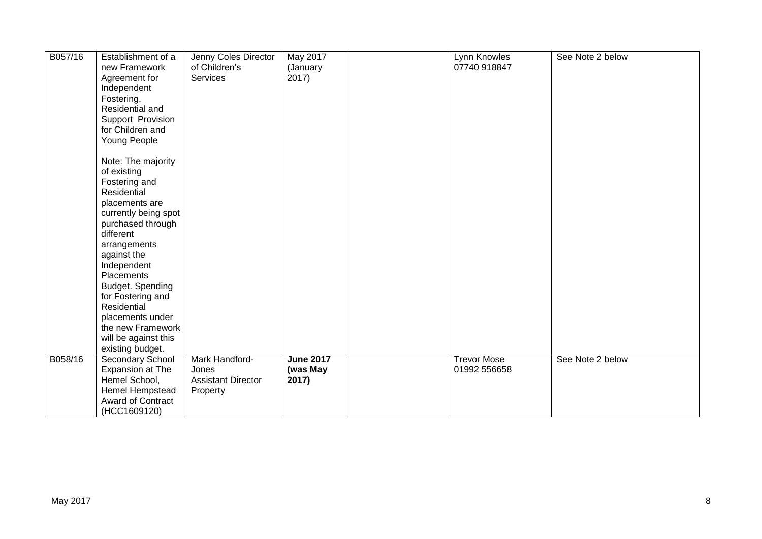| | | | | | | |
|---|---|---|---|---|---|---|
| B057/16 | Establishment of a new Framework Agreement for Independent Fostering, Residential and Support Provision for Children and Young People<br><br>Note: The majority of existing Fostering and Residential placements are currently being spot purchased through different arrangements against the Independent Placements Budget. Spending for Fostering and Residential placements under the new Framework will be against this existing budget. | Jenny Coles Director of Children's Services | May 2017 (January 2017) | | Lynn Knowles 07740 918847 | See Note 2 below |
| B058/16 | Secondary School Expansion at The Hemel School, Hemel Hempstead Award of Contract (HCC1609120) | Mark Handford-Jones Assistant Director Property | **June 2017 (was May 2017)** | | Trevor Mose 01992 556658 | See Note 2 below |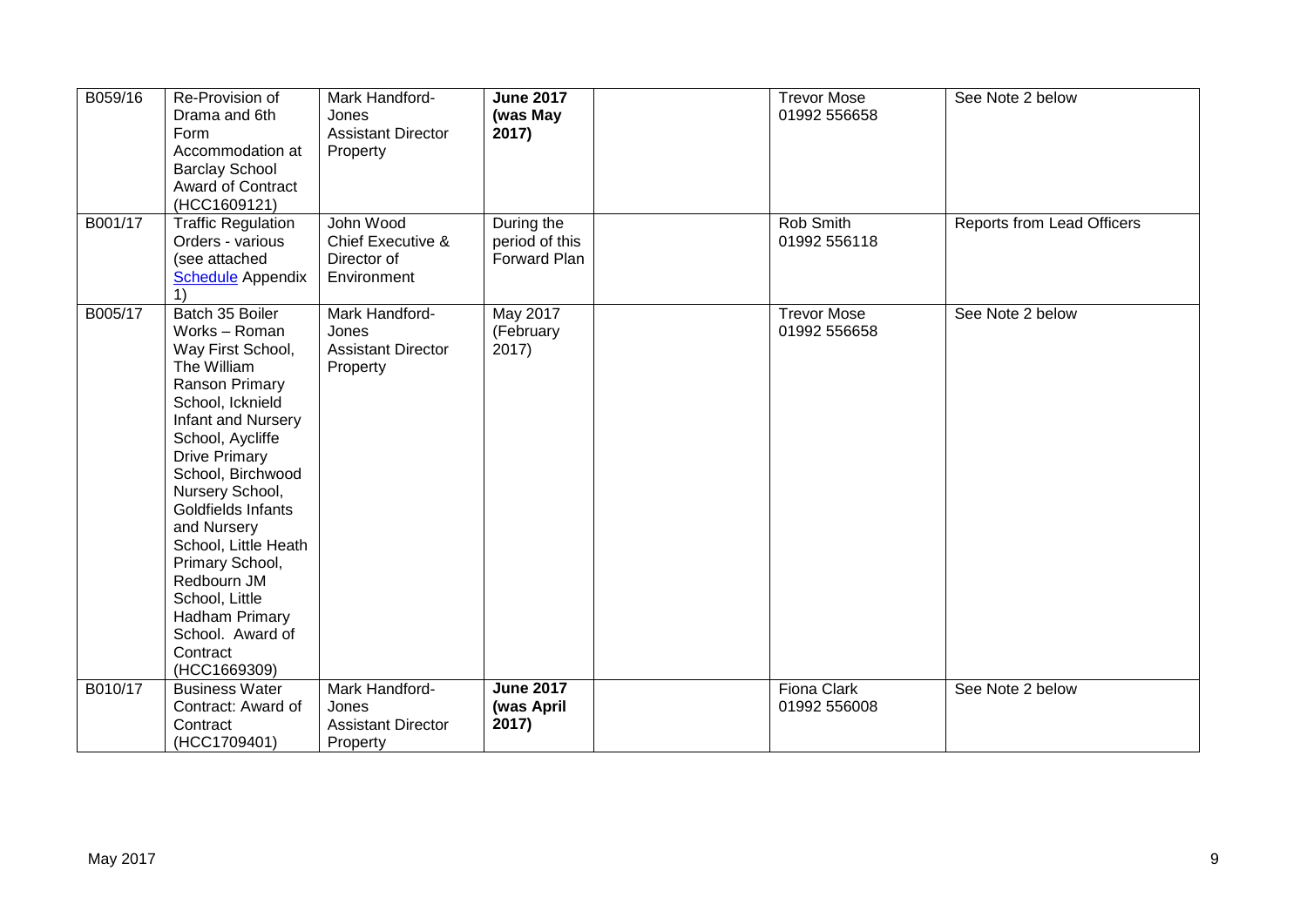| B059/16 | Re-Provision of Drama and 6th Form Accommodation at Barclay School Award of Contract (HCC1609121) | Mark Handford-Jones Assistant Director Property | **June 2017 (was May 2017)** | | Trevor Mose 01992 556658 | See Note 2 below |
|---|---|---|---|---|---|---|
| B001/17 | Traffic Regulation Orders - various (see attached Schedule Appendix 1) | John Wood Chief Executive & Director of Environment | During the period of this Forward Plan | | Rob Smith 01992 556118 | Reports from Lead Officers |
| B005/17 | Batch 35 Boiler Works – Roman Way First School, The William Ranson Primary School, Icknield Infant and Nursery School, Aycliffe Drive Primary School, Birchwood Nursery School, Goldfields Infants and Nursery School, Little Heath Primary School, Redbourn JM School, Little Hadham Primary School. Award of Contract (HCC1669309) | Mark Handford-Jones Assistant Director Property | May 2017 (February 2017) | | Trevor Mose 01992 556658 | See Note 2 below |
| B010/17 | Business Water Contract: Award of Contract (HCC1709401) | Mark Handford-Jones Assistant Director Property | **June 2017 (was April 2017)** | | Fiona Clark 01992 556008 | See Note 2 below |

May 2017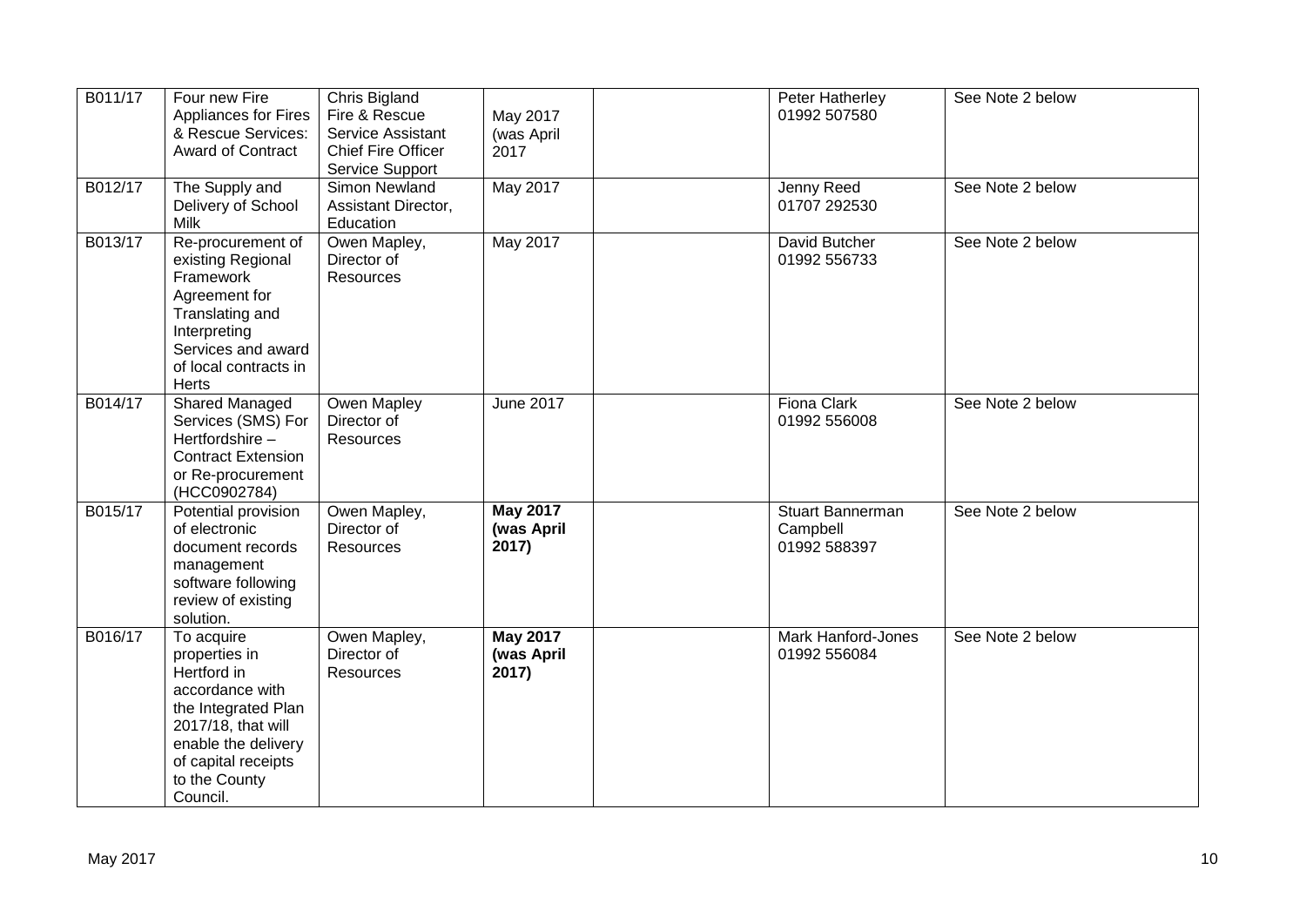| B011/17 | Four new Fire Appliances for Fires & Rescue Services: Award of Contract | Chris Bigland Fire & Rescue Service Assistant Chief Fire Officer Service Support | May 2017 (was April 2017 | | Peter Hatherley 01992 507580 | See Note 2 below |
|---|---|---|---|---|---|---|
| B012/17 | The Supply and Delivery of School Milk | Simon Newland Assistant Director, Education | May 2017 | | Jenny Reed 01707 292530 | See Note 2 below |
| B013/17 | Re-procurement of existing Regional Framework Agreement for Translating and Interpreting Services and award of local contracts in Herts | Owen Mapley, Director of Resources | May 2017 | | David Butcher 01992 556733 | See Note 2 below |
| B014/17 | Shared Managed Services (SMS) For Hertfordshire – Contract Extension or Re-procurement (HCC0902784) | Owen Mapley Director of Resources | June 2017 | | Fiona Clark 01992 556008 | See Note 2 below |
| B015/17 | Potential provision of electronic document records management software following review of existing solution. | Owen Mapley, Director of Resources | **May 2017 (was April 2017)** | | Stuart Bannerman Campbell 01992 588397 | See Note 2 below |
| B016/17 | To acquire properties in Hertford in accordance with the Integrated Plan 2017/18, that will enable the delivery of capital receipts to the County Council. | Owen Mapley, Director of Resources | **May 2017 (was April 2017)** | | Mark Hanford-Jones 01992 556084 | See Note 2 below |

May 2017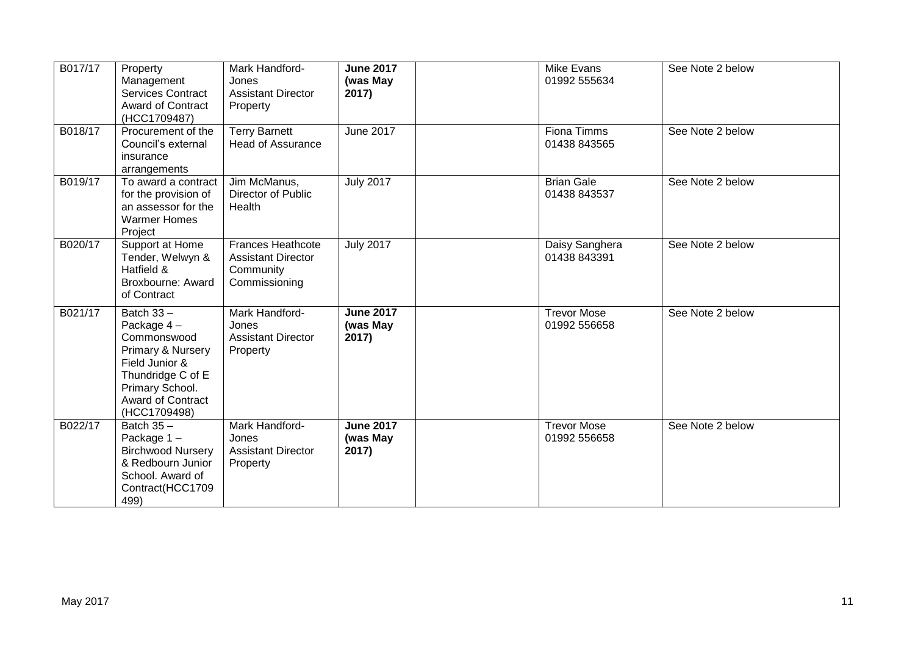| B017/17 | Property Management Services Contract Award of Contract (HCC1709487) | Mark Handford-Jones Assistant Director Property | **June 2017 (was May 2017)** | | Mike Evans 01992 555634 | See Note 2 below |
|---|---|---|---|---|---|---|
| B018/17 | Procurement of the Council's external insurance arrangements | Terry Barnett Head of Assurance | June 2017 | | Fiona Timms 01438 843565 | See Note 2 below |
| B019/17 | To award a contract for the provision of an assessor for the Warmer Homes Project | Jim McManus, Director of Public Health | July 2017 | | Brian Gale 01438 843537 | See Note 2 below |
| B020/17 | Support at Home Tender, Welwyn & Hatfield & Broxbourne: Award of Contract | Frances Heathcote Assistant Director Community Commissioning | July 2017 | | Daisy Sanghera 01438 843391 | See Note 2 below |
| B021/17 | Batch 33 – Package 4 – Commonswood Primary & Nursery Field Junior & Thundridge C of E Primary School. Award of Contract (HCC1709498) | Mark Handford-Jones Assistant Director Property | **June 2017 (was May 2017)** | | Trevor Mose 01992 556658 | See Note 2 below |
| B022/17 | Batch 35 – Package 1 – Birchwood Nursery & Redbourn Junior School. Award of Contract(HCC1709499) | Mark Handford-Jones Assistant Director Property | **June 2017 (was May 2017)** | | Trevor Mose 01992 556658 | See Note 2 below |

May 2017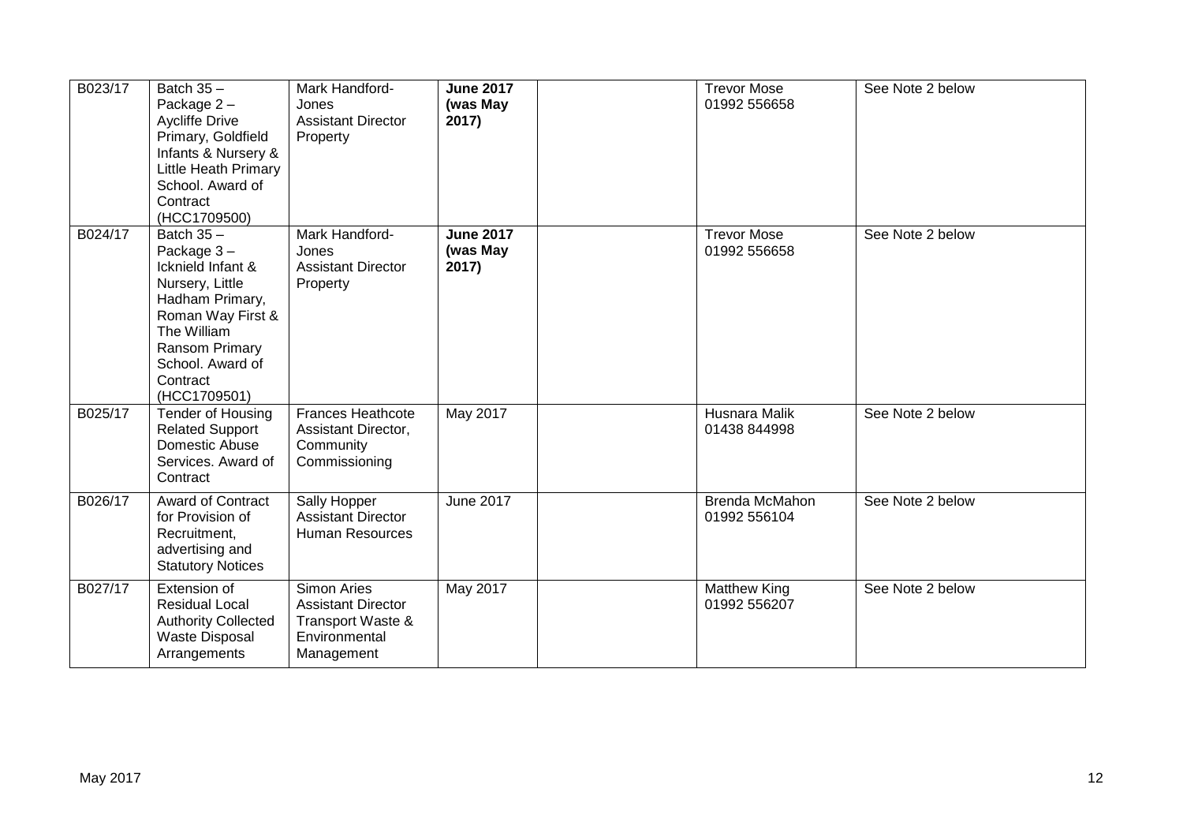| B023/17 | Batch 35 – Package 2 – Aycliffe Drive Primary, Goldfield Infants & Nursery & Little Heath Primary School. Award of Contract (HCC1709500) | Mark Handford-Jones Assistant Director Property | **June 2017 (was May 2017)** | | Trevor Mose 01992 556658 | See Note 2 below |
|---|---|---|---|---|---|---|
| B024/17 | Batch 35 – Package 3 – Icknield Infant & Nursery, Little Hadham Primary, Roman Way First & The William Ransom Primary School. Award of Contract (HCC1709501) | Mark Handford-Jones Assistant Director Property | **June 2017 (was May 2017)** | | Trevor Mose 01992 556658 | See Note 2 below |
| B025/17 | Tender of Housing Related Support Domestic Abuse Services. Award of Contract | Frances Heathcote Assistant Director, Community Commissioning | May 2017 | | Husnara Malik 01438 844998 | See Note 2 below |
| B026/17 | Award of Contract for Provision of Recruitment, advertising and Statutory Notices | Sally Hopper Assistant Director Human Resources | June 2017 | | Brenda McMahon 01992 556104 | See Note 2 below |
| B027/17 | Extension of Residual Local Authority Collected Waste Disposal Arrangements | Simon Aries Assistant Director Transport Waste & Environmental Management | May 2017 | | Matthew King 01992 556207 | See Note 2 below |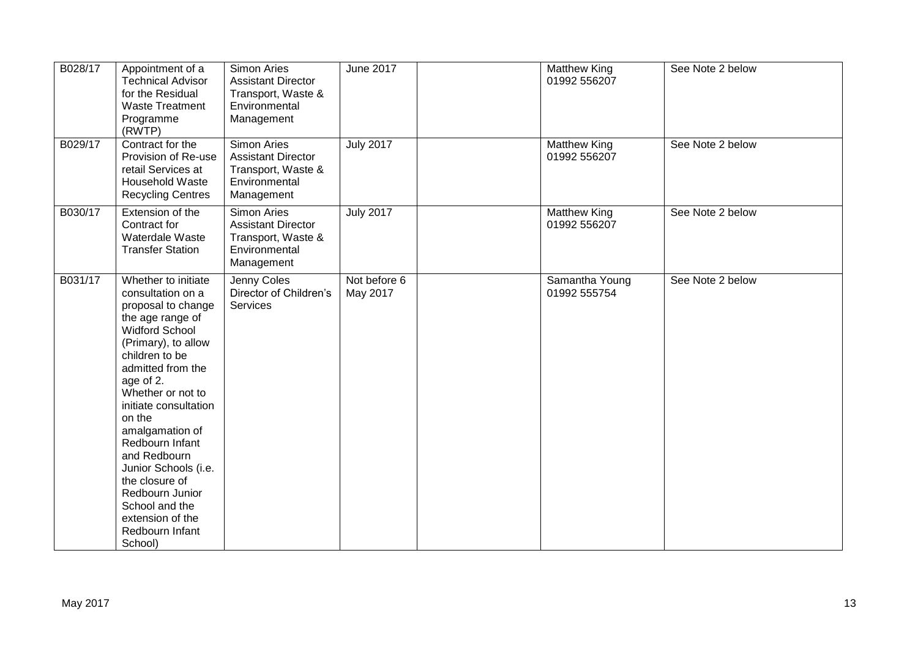| B028/17 | Appointment of a Technical Advisor for the Residual Waste Treatment Programme (RWTP) | Simon Aries Assistant Director Transport, Waste & Environmental Management | June 2017 | | Matthew King 01992 556207 | See Note 2 below |
|---|---|---|---|---|---|---|
| B029/17 | Contract for the Provision of Re-use retail Services at Household Waste Recycling Centres | Simon Aries Assistant Director Transport, Waste & Environmental Management | July 2017 | | Matthew King 01992 556207 | See Note 2 below |
| B030/17 | Extension of the Contract for Waterdale Waste Transfer Station | Simon Aries Assistant Director Transport, Waste & Environmental Management | July 2017 | | Matthew King 01992 556207 | See Note 2 below |
| B031/17 | Whether to initiate consultation on a proposal to change the age range of Widford School (Primary), to allow children to be admitted from the age of 2. Whether or not to initiate consultation on the amalgamation of Redbourn Infant and Redbourn Junior Schools (i.e. the closure of Redbourn Junior School and the extension of the Redbourn Infant School) | Jenny Coles Director of Children's Services | Not before 6 May 2017 | | Samantha Young 01992 555754 | See Note 2 below |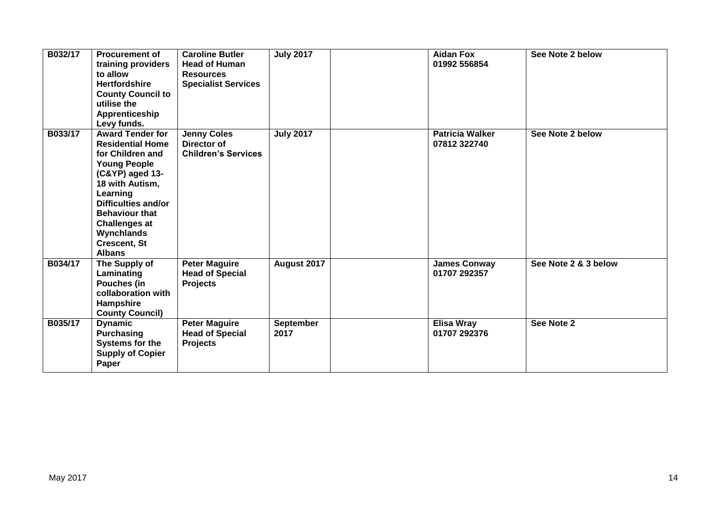| | | | | | | |
|---|---|---|---|---|---|---|
| **B032/17** | **Procurement of training providers to allow Hertfordshire County Council to utilise the Apprenticeship Levy funds.** | **Caroline Butler Head of Human Resources Specialist Services** | **July 2017** | | **Aidan Fox 01992 556854** | **See Note 2 below** |
| **B033/17** | **Award Tender for Residential Home for Children and Young People (C&YP) aged 13-18 with Autism, Learning Difficulties and/or Behaviour that Challenges at Wynchlands Crescent, St Albans** | **Jenny Coles Director of Children's Services** | **July 2017** | | **Patricia Walker 07812 322740** | **See Note 2 below** |
| **B034/17** | **The Supply of Laminating Pouches (in collaboration with Hampshire County Council)** | **Peter Maguire Head of Special Projects** | **August 2017** | | **James Conway 01707 292357** | **See Note 2 & 3 below** |
| **B035/17** | **Dynamic Purchasing Systems for the Supply of Copier Paper** | **Peter Maguire Head of Special Projects** | **September 2017** | | **Elisa Wray 01707 292376** | **See Note 2** |

May 2017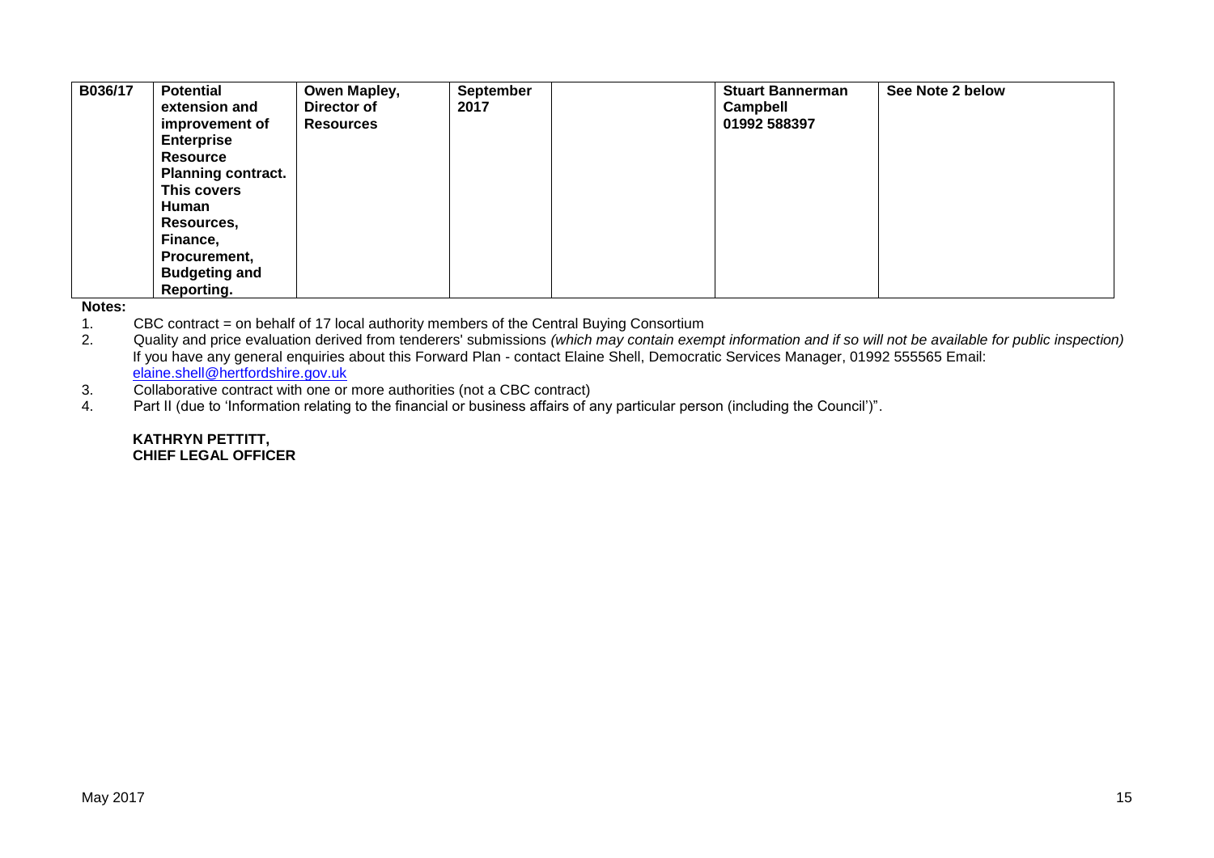| B036/17 | **Potential extension and improvement of Enterprise Resource Planning contract. This covers Human Resources, Finance, Procurement, Budgeting and Reporting.** | **Owen Mapley, Director of Resources** | **September 2017** | | **Stuart Bannerman Campbell 01992 588397** | **See Note 2 below** |
|---|---|---|---|---|---|---|

**Notes:**

1. CBC contract = on behalf of 17 local authority members of the Central Buying Consortium
2. Quality and price evaluation derived from tenderers' submissions *(which may contain exempt information and if so will not be available for public inspection)*
   If you have any general enquiries about this Forward Plan - contact Elaine Shell, Democratic Services Manager, 01992 555565 Email: elaine.shell@hertfordshire.gov.uk
3. Collaborative contract with one or more authorities (not a CBC contract)
4. Part II (due to 'Information relating to the financial or business affairs of any particular person (including the Council')".

**KATHRYN PETTITT,**
**CHIEF LEGAL OFFICER**

May 2017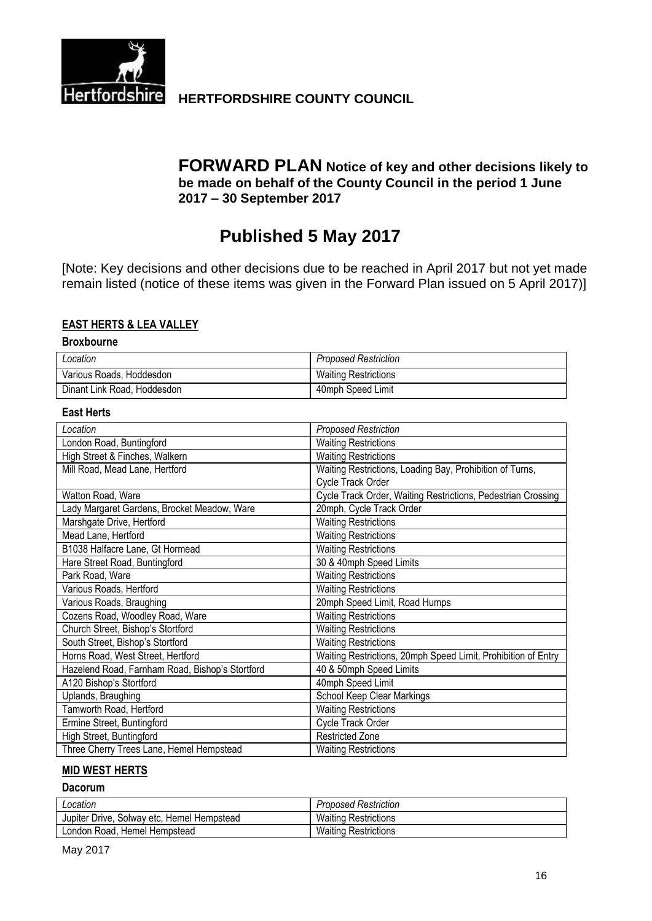**HERTFORDSHIRE COUNTY COUNCIL**

# FORWARD PLAN Notice of key and other decisions likely to be made on behalf of the County Council in the period 1 June 2017 – 30 September 2017

## Published 5 May 2017

[Note: Key decisions and other decisions due to be reached in April 2017 but not yet made remain listed (notice of these items was given in the Forward Plan issued on 5 April 2017)]

### EAST HERTS & LEA VALLEY

**Broxbourne**

| *Location* | *Proposed Restriction* |
|---|---|
| Various Roads, Hoddesdon | Waiting Restrictions |
| Dinant Link Road, Hoddesdon | 40mph Speed Limit |

**East Herts**

| *Location* | *Proposed Restriction* |
|---|---|
| London Road, Buntingford | Waiting Restrictions |
| High Street & Finches, Walkern | Waiting Restrictions |
| Mill Road, Mead Lane, Hertford | Waiting Restrictions, Loading Bay, Prohibition of Turns, Cycle Track Order |
| Watton Road, Ware | Cycle Track Order, Waiting Restrictions, Pedestrian Crossing |
| Lady Margaret Gardens, Brocket Meadow, Ware | 20mph, Cycle Track Order |
| Marshgate Drive, Hertford | Waiting Restrictions |
| Mead Lane, Hertford | Waiting Restrictions |
| B1038 Halfacre Lane, Gt Hormead | Waiting Restrictions |
| Hare Street Road, Buntingford | 30 & 40mph Speed Limits |
| Park Road, Ware | Waiting Restrictions |
| Various Roads, Hertford | Waiting Restrictions |
| Various Roads, Braughing | 20mph Speed Limit, Road Humps |
| Cozens Road, Woodley Road, Ware | Waiting Restrictions |
| Church Street, Bishop's Stortford | Waiting Restrictions |
| South Street, Bishop's Stortford | Waiting Restrictions |
| Horns Road, West Street, Hertford | Waiting Restrictions, 20mph Speed Limit, Prohibition of Entry |
| Hazelend Road, Farnham Road, Bishop's Stortford | 40 & 50mph Speed Limits |
| A120 Bishop's Stortford | 40mph Speed Limit |
| Uplands, Braughing | School Keep Clear Markings |
| Tamworth Road, Hertford | Waiting Restrictions |
| Ermine Street, Buntingford | Cycle Track Order |
| High Street, Buntingford | Restricted Zone |
| Three Cherry Trees Lane, Hemel Hempstead | Waiting Restrictions |

### MID WEST HERTS

**Dacorum**

| *Location* | *Proposed Restriction* |
|---|---|
| Jupiter Drive, Solway etc, Hemel Hempstead | Waiting Restrictions |
| London Road, Hemel Hempstead | Waiting Restrictions |

May 2017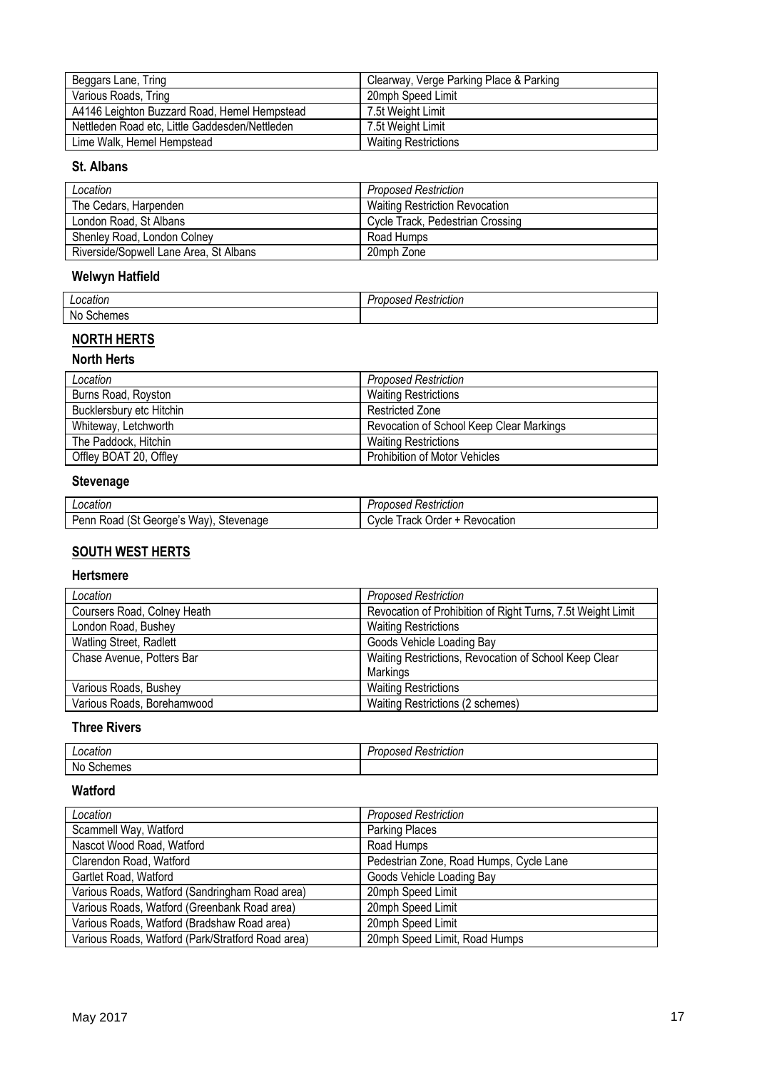| | |
|---|---|
| Beggars Lane, Tring | Clearway, Verge Parking Place & Parking |
| Various Roads, Tring | 20mph Speed Limit |
| A4146 Leighton Buzzard Road, Hemel Hempstead | 7.5t Weight Limit |
| Nettleden Road etc, Little Gaddesden/Nettleden | 7.5t Weight Limit |
| Lime Walk, Hemel Hempstead | Waiting Restrictions |

### St. Albans

| *Location* | *Proposed Restriction* |
|---|---|
| The Cedars, Harpenden | Waiting Restriction Revocation |
| London Road, St Albans | Cycle Track, Pedestrian Crossing |
| Shenley Road, London Colney | Road Humps |
| Riverside/Sopwell Lane Area, St Albans | 20mph Zone |

### Welwyn Hatfield

| *Location* | *Proposed Restriction* |
|---|---|
| No Schemes | |

## NORTH HERTS

### North Herts

| *Location* | *Proposed Restriction* |
|---|---|
| Burns Road, Royston | Waiting Restrictions |
| Bucklersbury etc Hitchin | Restricted Zone |
| Whiteway, Letchworth | Revocation of School Keep Clear Markings |
| The Paddock, Hitchin | Waiting Restrictions |
| Offley BOAT 20, Offley | Prohibition of Motor Vehicles |

### Stevenage

| *Location* | *Proposed Restriction* |
|---|---|
| Penn Road (St George's Way), Stevenage | Cycle Track Order + Revocation |

## SOUTH WEST HERTS

### Hertsmere

| *Location* | *Proposed Restriction* |
|---|---|
| Coursers Road, Colney Heath | Revocation of Prohibition of Right Turns, 7.5t Weight Limit |
| London Road, Bushey | Waiting Restrictions |
| Watling Street, Radlett | Goods Vehicle Loading Bay |
| Chase Avenue, Potters Bar | Waiting Restrictions, Revocation of School Keep Clear Markings |
| Various Roads, Bushey | Waiting Restrictions |
| Various Roads, Borehamwood | Waiting Restrictions (2 schemes) |

### Three Rivers

| *Location* | *Proposed Restriction* |
|---|---|
| No Schemes | |

### Watford

| *Location* | *Proposed Restriction* |
|---|---|
| Scammell Way, Watford | Parking Places |
| Nascot Wood Road, Watford | Road Humps |
| Clarendon Road, Watford | Pedestrian Zone, Road Humps, Cycle Lane |
| Gartlet Road, Watford | Goods Vehicle Loading Bay |
| Various Roads, Watford (Sandringham Road area) | 20mph Speed Limit |
| Various Roads, Watford (Greenbank Road area) | 20mph Speed Limit |
| Various Roads, Watford (Bradshaw Road area) | 20mph Speed Limit |
| Various Roads, Watford (Park/Stratford Road area) | 20mph Speed Limit, Road Humps |